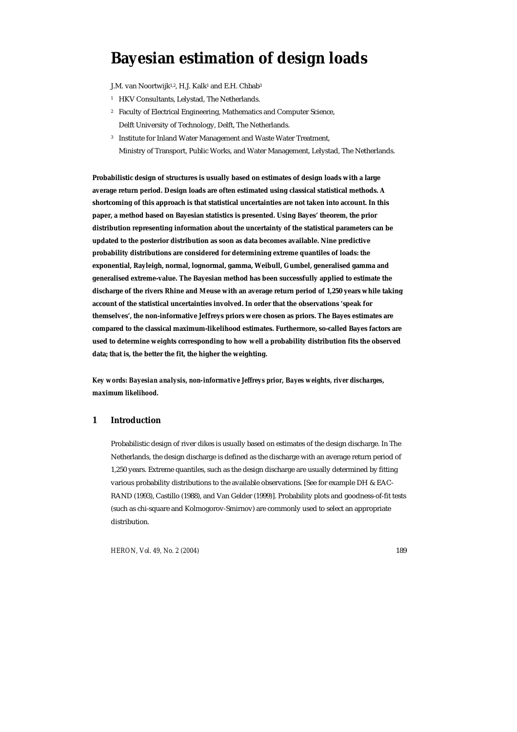# Bayesian estimation of design loads

J.M. van Noortwijk[1,2], H.J. Kalk[1] and E.H. Chbab[3]

[1] HKV Consultants, Lelystad, The Netherlands.

[2] Faculty of Electrical Engineering, Mathematics and Computer Science, Delft University of Technology, Delft, The Netherlands.

[3] Institute for Inland Water Management and Waste Water Treatment, Ministry of Transport, Public Works, and Water Management, Lelystad, The Netherlands.

**Probabilistic design of structures is usually based on estimates of design loads with a large average return period. Design loads are often estimated using classical statistical methods. A shortcoming of this approach is that statistical uncertainties are not taken into account. In this paper, a method based on Bayesian statistics is presented. Using Bayes' theorem, the prior distribution representing information about the uncertainty of the statistical parameters can be updated to the posterior distribution as soon as data becomes available. Nine predictive probability distributions are considered for determining extreme quantiles of loads: the exponential, Rayleigh, normal, lognormal, gamma, Weibull, Gumbel, generalised gamma and generalised extreme-value. The Bayesian method has been successfully applied to estimate the discharge of the rivers Rhine and Meuse with an average return period of 1,250 years while taking account of the statistical uncertainties involved. In order that the observations 'speak for themselves', the non-informative Jeffreys priors were chosen as priors. The Bayes estimates are compared to the classical maximum-likelihood estimates. Furthermore, so-called Bayes factors are used to determine weights corresponding to how well a probability distribution fits the observed data; that is, the better the fit, the higher the weighting.**

***Key words: Bayesian analysis, non-informative Jeffreys prior, Bayes weights, river discharges, maximum likelihood.***

## 1 Introduction

Probabilistic design of river dikes is usually based on estimates of the design discharge. In The Netherlands, the design discharge is defined as the discharge with an average return period of 1,250 years. Extreme quantiles, such as the design discharge are usually determined by fitting various probability distributions to the available observations. [See for example DH & EAC-RAND (1993), Castillo (1988), and Van Gelder (1999)]. Probability plots and goodness-of-fit tests (such as chi-square and Kolmogorov-Smirnov) are commonly used to select an appropriate distribution.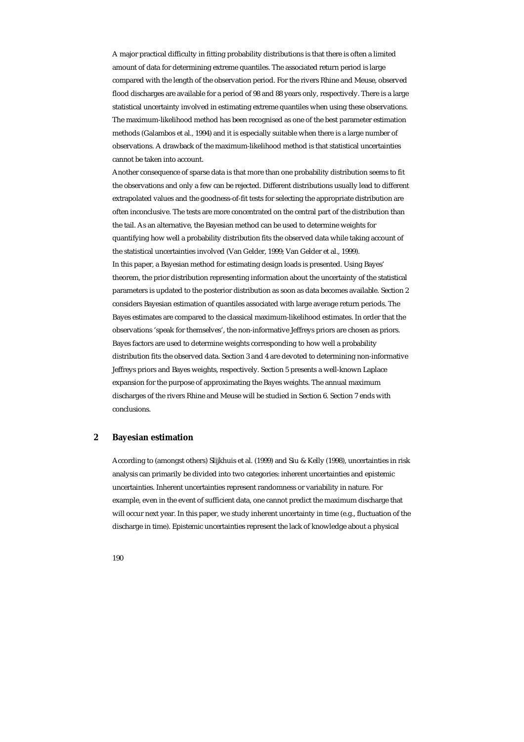A major practical difficulty in fitting probability distributions is that there is often a limited amount of data for determining extreme quantiles. The associated return period is large compared with the length of the observation period. For the rivers Rhine and Meuse, observed flood discharges are available for a period of 98 and 88 years only, respectively. There is a large statistical uncertainty involved in estimating extreme quantiles when using these observations. The maximum-likelihood method has been recognised as one of the best parameter estimation methods (Galambos et al., 1994) and it is especially suitable when there is a large number of observations. A drawback of the maximum-likelihood method is that statistical uncertainties cannot be taken into account.

Another consequence of sparse data is that more than one probability distribution seems to fit the observations and only a few can be rejected. Different distributions usually lead to different extrapolated values and the goodness-of-fit tests for selecting the appropriate distribution are often inconclusive. The tests are more concentrated on the central part of the distribution than the tail. As an alternative, the Bayesian method can be used to determine weights for quantifying how well a probability distribution fits the observed data while taking account of the statistical uncertainties involved (Van Gelder, 1999; Van Gelder et al., 1999).

In this paper, a Bayesian method for estimating design loads is presented. Using Bayes' theorem, the prior distribution representing information about the uncertainty of the statistical parameters is updated to the posterior distribution as soon as data becomes available. Section 2 considers Bayesian estimation of quantiles associated with large average return periods. The Bayes estimates are compared to the classical maximum-likelihood estimates. In order that the observations 'speak for themselves', the non-informative Jeffreys priors are chosen as priors. Bayes factors are used to determine weights corresponding to how well a probability distribution fits the observed data. Section 3 and 4 are devoted to determining non-informative Jeffreys priors and Bayes weights, respectively. Section 5 presents a well-known Laplace expansion for the purpose of approximating the Bayes weights. The annual maximum discharges of the rivers Rhine and Meuse will be studied in Section 6. Section 7 ends with conclusions.

## 2 Bayesian estimation

According to (amongst others) Slijkhuis et al. (1999) and Siu & Kelly (1998), uncertainties in risk analysis can primarily be divided into two categories: inherent uncertainties and epistemic uncertainties. Inherent uncertainties represent randomness or variability in nature. For example, even in the event of sufficient data, one cannot predict the maximum discharge that will occur next year. In this paper, we study inherent uncertainty in time (e.g., fluctuation of the discharge in time). Epistemic uncertainties represent the lack of knowledge about a physical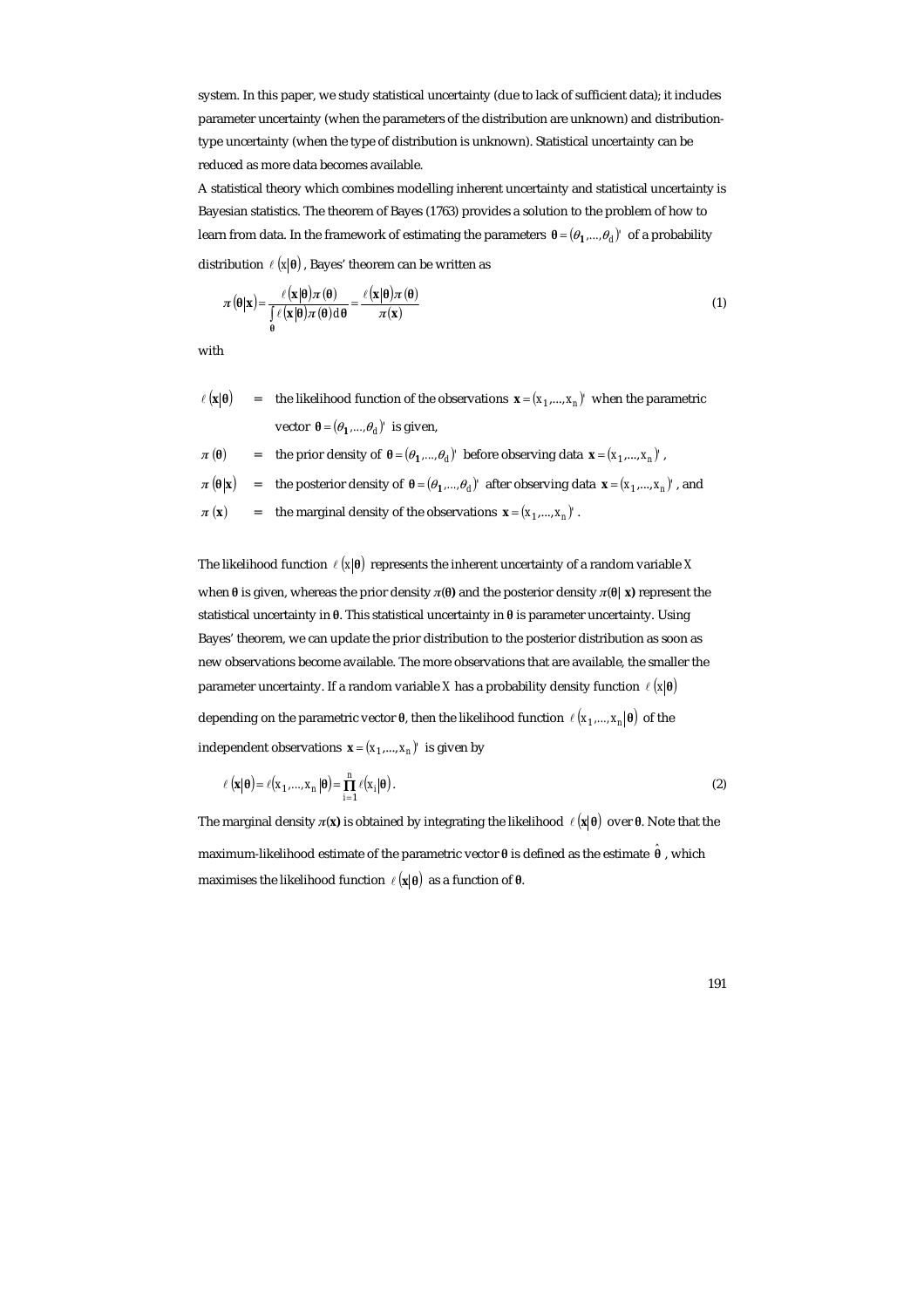system. In this paper, we study statistical uncertainty (due to lack of sufficient data); it includes parameter uncertainty (when the parameters of the distribution are unknown) and distribution-type uncertainty (when the type of distribution is unknown). Statistical uncertainty can be reduced as more data becomes available.

A statistical theory which combines modelling inherent uncertainty and statistical uncertainty is Bayesian statistics. The theorem of Bayes (1763) provides a solution to the problem of how to learn from data. In the framework of estimating the parameters $\boldsymbol{\theta} = (\theta_1, \ldots, \theta_d)'$ of a probability distribution $\ell(x|\boldsymbol{\theta})$, Bayes' theorem can be written as

$$\pi(\boldsymbol{\theta}|\mathbf{x}) = \frac{\ell(\mathbf{x}|\boldsymbol{\theta})\pi(\boldsymbol{\theta})}{\int_{\boldsymbol{\theta}} \ell(\mathbf{x}|\boldsymbol{\theta})\pi(\boldsymbol{\theta})d\boldsymbol{\theta}} = \frac{\ell(\mathbf{x}|\boldsymbol{\theta})\pi(\boldsymbol{\theta})}{\pi(\mathbf{x})} \tag{1}$$

with

$\ell(\mathbf{x}|\boldsymbol{\theta})$ = the likelihood function of the observations $\mathbf{x} = (x_1, \ldots, x_n)'$ when the parametric vector $\boldsymbol{\theta} = (\theta_1, \ldots, \theta_d)'$ is given,

$\pi(\boldsymbol{\theta})$ = the prior density of $\boldsymbol{\theta} = (\theta_1, \ldots, \theta_d)'$ before observing data $\mathbf{x} = (x_1, \ldots, x_n)'$,

$\pi(\boldsymbol{\theta}|\mathbf{x})$ = the posterior density of $\boldsymbol{\theta} = (\theta_1, \ldots, \theta_d)'$ after observing data $\mathbf{x} = (x_1, \ldots, x_n)'$, and

$\pi(\mathbf{x})$ = the marginal density of the observations $\mathbf{x} = (x_1, \ldots, x_n)'$.

The likelihood function $\ell(x|\boldsymbol{\theta})$ represents the inherent uncertainty of a random variable $X$ when $\boldsymbol{\theta}$ is given, whereas the prior density $\pi(\boldsymbol{\theta})$ and the posterior density $\pi(\boldsymbol{\theta}|\mathbf{x})$ represent the statistical uncertainty in $\boldsymbol{\theta}$. This statistical uncertainty in $\boldsymbol{\theta}$ is parameter uncertainty. Using Bayes' theorem, we can update the prior distribution to the posterior distribution as soon as new observations become available. The more observations that are available, the smaller the parameter uncertainty. If a random variable $X$ has a probability density function $\ell(x|\boldsymbol{\theta})$ depending on the parametric vector $\boldsymbol{\theta}$, then the likelihood function $\ell(x_1, \ldots, x_n|\boldsymbol{\theta})$ of the independent observations $\mathbf{x} = (x_1, \ldots, x_n)'$ is given by

$$\ell(\mathbf{x}|\boldsymbol{\theta}) = \ell(x_1, \ldots, x_n|\boldsymbol{\theta}) = \prod_{i=1}^{n} \ell(x_i|\boldsymbol{\theta}). \tag{2}$$

The marginal density $\pi(\mathbf{x})$ is obtained by integrating the likelihood $\ell(\mathbf{x}|\boldsymbol{\theta})$ over $\boldsymbol{\theta}$. Note that the maximum-likelihood estimate of the parametric vector $\boldsymbol{\theta}$ is defined as the estimate $\hat{\boldsymbol{\theta}}$, which maximises the likelihood function $\ell(\mathbf{x}|\boldsymbol{\theta})$ as a function of $\boldsymbol{\theta}$.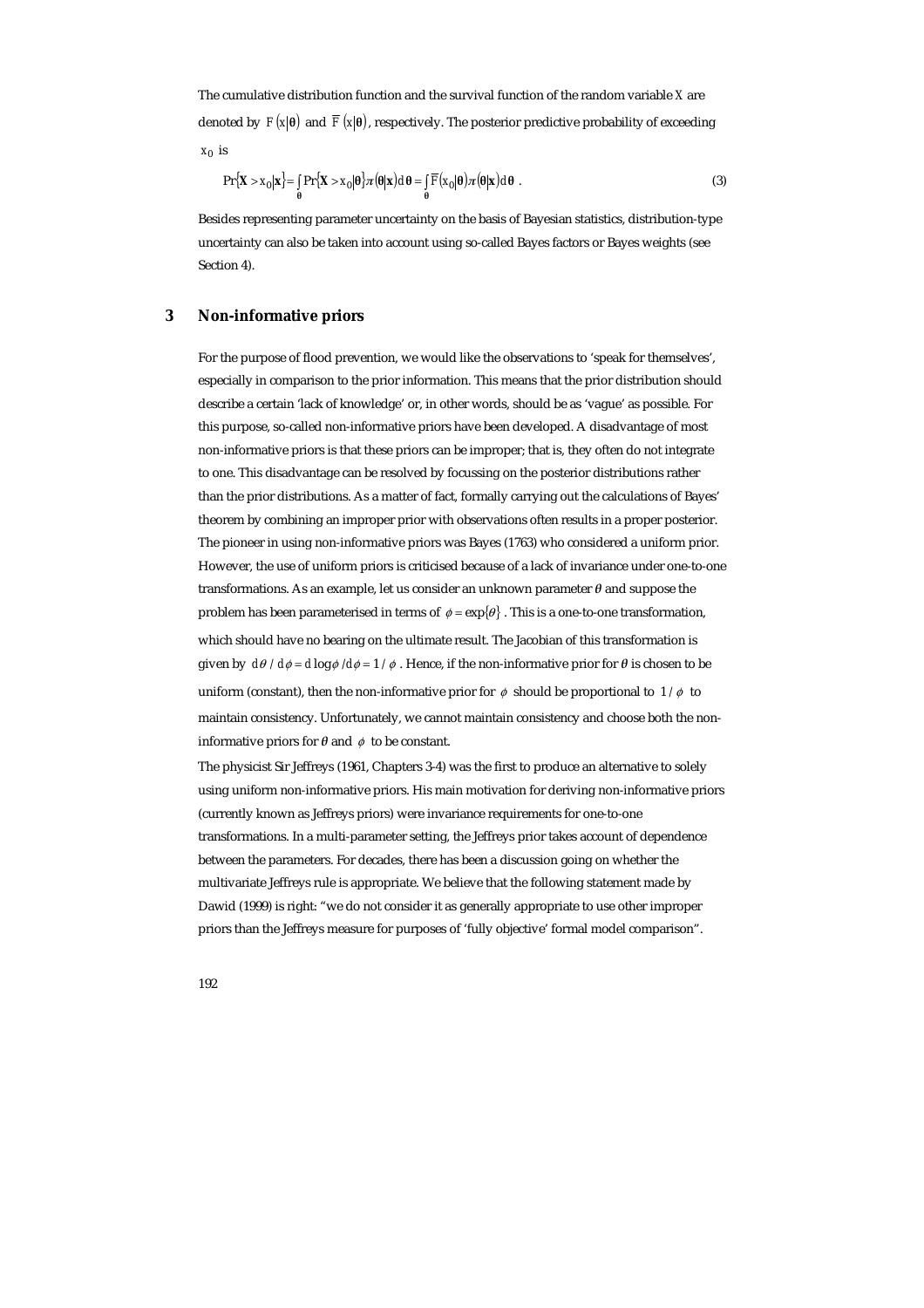The cumulative distribution function and the survival function of the random variable $X$ are denoted by $F(x|\boldsymbol{\theta})$ and $\overline{F}(x|\boldsymbol{\theta})$, respectively. The posterior predictive probability of exceeding $x_0$ is

$$\Pr\{X > x_0|\mathbf{x}\} = \int_{\boldsymbol{\theta}} \Pr\{X > x_0|\boldsymbol{\theta}\}\pi(\boldsymbol{\theta}|\mathbf{x})\,d\boldsymbol{\theta} = \int_{\boldsymbol{\theta}} \overline{F}(x_0|\boldsymbol{\theta})\pi(\boldsymbol{\theta}|\mathbf{x})\,d\boldsymbol{\theta}\ . \tag{3}$$

Besides representing parameter uncertainty on the basis of Bayesian statistics, distribution-type uncertainty can also be taken into account using so-called Bayes factors or Bayes weights (see Section 4).

## 3 Non-informative priors

For the purpose of flood prevention, we would like the observations to 'speak for themselves', especially in comparison to the prior information. This means that the prior distribution should describe a certain 'lack of knowledge' or, in other words, should be as 'vague' as possible. For this purpose, so-called non-informative priors have been developed. A disadvantage of most non-informative priors is that these priors can be improper; that is, they often do not integrate to one. This disadvantage can be resolved by focussing on the posterior distributions rather than the prior distributions. As a matter of fact, formally carrying out the calculations of Bayes' theorem by combining an improper prior with observations often results in a proper posterior. The pioneer in using non-informative priors was Bayes (1763) who considered a uniform prior. However, the use of uniform priors is criticised because of a lack of invariance under one-to-one transformations. As an example, let us consider an unknown parameter $\theta$ and suppose the problem has been parameterised in terms of $\phi = \exp\{\theta\}$. This is a one-to-one transformation, which should have no bearing on the ultimate result. The Jacobian of this transformation is given by $d\theta / d\phi = d\log\phi / d\phi = 1/\phi$. Hence, if the non-informative prior for $\theta$ is chosen to be uniform (constant), then the non-informative prior for $\phi$ should be proportional to $1/\phi$ to maintain consistency. Unfortunately, we cannot maintain consistency and choose both the non-informative priors for $\theta$ and $\phi$ to be constant.

The physicist Sir Jeffreys (1961, Chapters 3-4) was the first to produce an alternative to solely using uniform non-informative priors. His main motivation for deriving non-informative priors (currently known as Jeffreys priors) were invariance requirements for one-to-one transformations. In a multi-parameter setting, the Jeffreys prior takes account of dependence between the parameters. For decades, there has been a discussion going on whether the multivariate Jeffreys rule is appropriate. We believe that the following statement made by Dawid (1999) is right: "we do not consider it as generally appropriate to use other improper priors than the Jeffreys measure for purposes of 'fully objective' formal model comparison".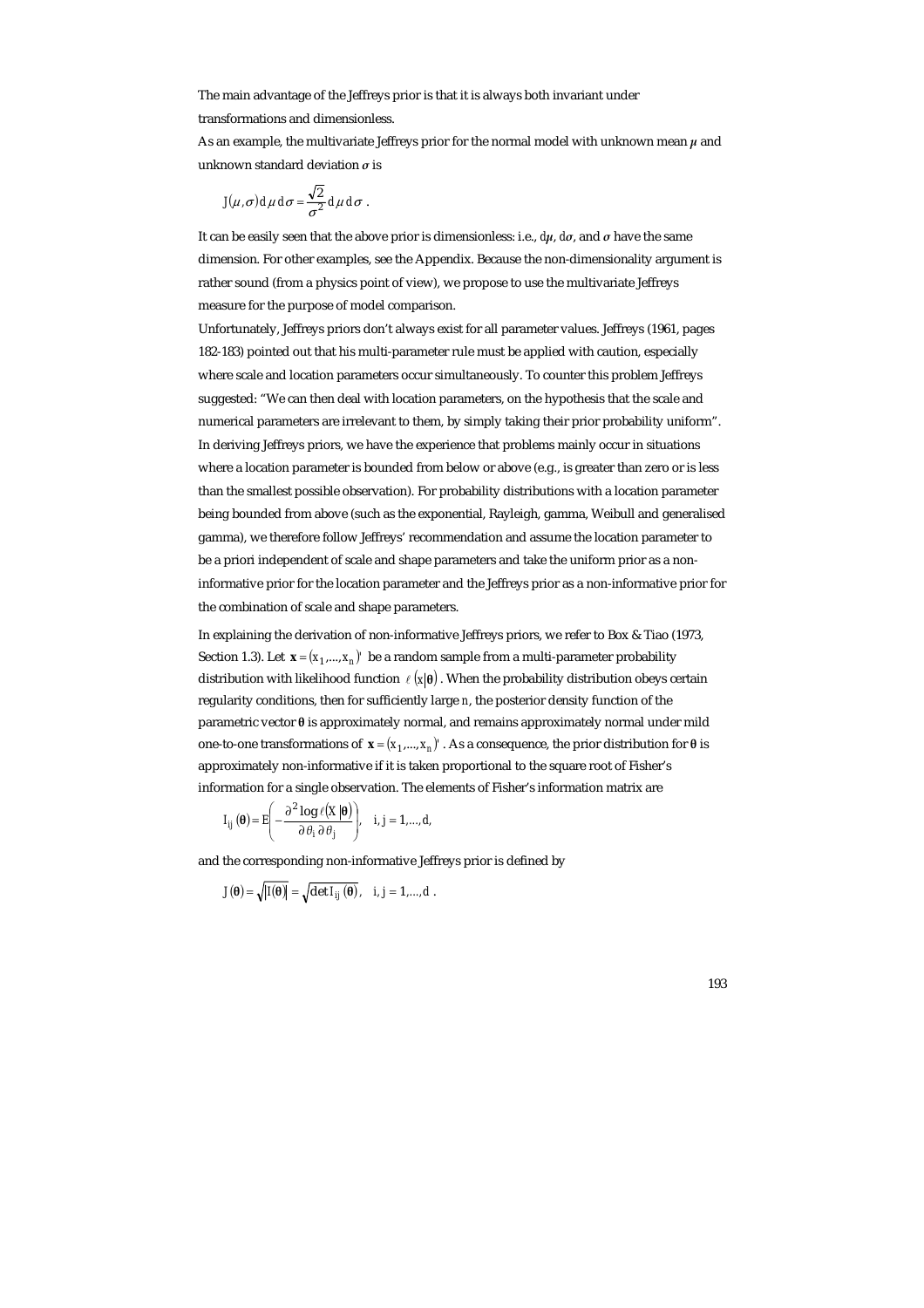The main advantage of the Jeffreys prior is that it is always both invariant under transformations and dimensionless.

As an example, the multivariate Jeffreys prior for the normal model with unknown mean $\mu$ and unknown standard deviation $\sigma$ is

$$J(\mu,\sigma)\,d\mu\,d\sigma = \frac{\sqrt{2}}{\sigma^2}\,d\mu\,d\sigma \ .$$

It can be easily seen that the above prior is dimensionless: i.e., $d\mu$, $d\sigma$, and $\sigma$ have the same dimension. For other examples, see the Appendix. Because the non-dimensionality argument is rather sound (from a physics point of view), we propose to use the multivariate Jeffreys measure for the purpose of model comparison.

Unfortunately, Jeffreys priors don't always exist for all parameter values. Jeffreys (1961, pages 182-183) pointed out that his multi-parameter rule must be applied with caution, especially where scale and location parameters occur simultaneously. To counter this problem Jeffreys suggested: "We can then deal with location parameters, on the hypothesis that the scale and numerical parameters are irrelevant to them, by simply taking their prior probability uniform". In deriving Jeffreys priors, we have the experience that problems mainly occur in situations where a location parameter is bounded from below or above (e.g., is greater than zero or is less than the smallest possible observation). For probability distributions with a location parameter being bounded from above (such as the exponential, Rayleigh, gamma, Weibull and generalised gamma), we therefore follow Jeffreys' recommendation and assume the location parameter to be a priori independent of scale and shape parameters and take the uniform prior as a non-informative prior for the location parameter and the Jeffreys prior as a non-informative prior for the combination of scale and shape parameters.

In explaining the derivation of non-informative Jeffreys priors, we refer to Box & Tiao (1973, Section 1.3). Let $\mathbf{x} = (x_1,...,x_n)'$ be a random sample from a multi-parameter probability distribution with likelihood function $\ell(x|\boldsymbol{\theta})$. When the probability distribution obeys certain regularity conditions, then for sufficiently large $n$, the posterior density function of the parametric vector $\boldsymbol{\theta}$ is approximately normal, and remains approximately normal under mild one-to-one transformations of $\mathbf{x} = (x_1,...,x_n)'$. As a consequence, the prior distribution for $\boldsymbol{\theta}$ is approximately non-informative if it is taken proportional to the square root of Fisher's information for a single observation. The elements of Fisher's information matrix are

$$I_{ij}(\boldsymbol{\theta}) = E\left(-\frac{\partial^2 \log \ell(X|\boldsymbol{\theta})}{\partial\theta_i\,\partial\theta_j}\right), \quad i, j = 1,...,d,$$

and the corresponding non-informative Jeffreys prior is defined by

$$J(\boldsymbol{\theta}) = \sqrt{|I(\boldsymbol{\theta})|} = \sqrt{\det I_{ij}(\boldsymbol{\theta})}, \quad i, j = 1,...,d \ .$$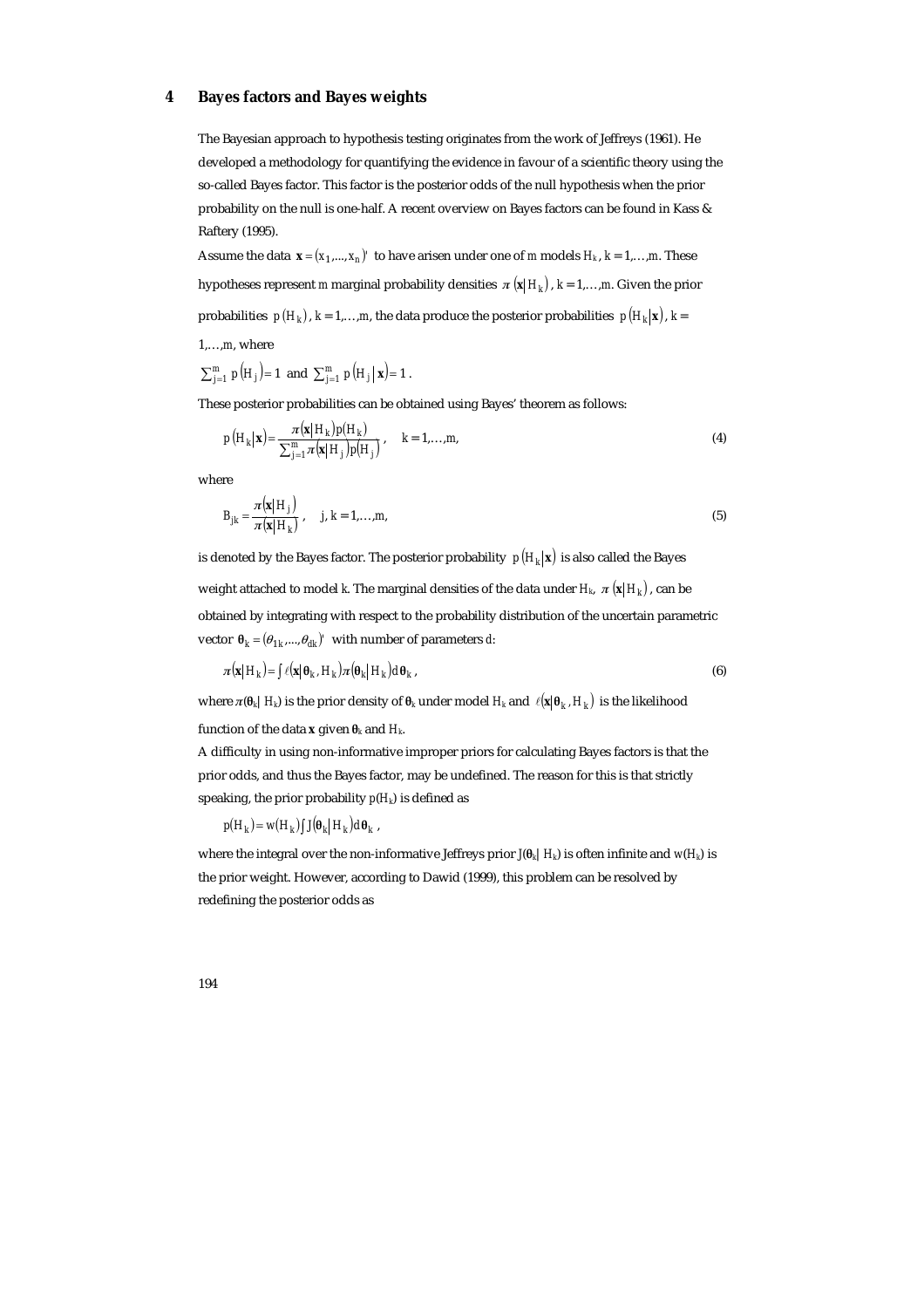## 4 Bayes factors and Bayes weights

The Bayesian approach to hypothesis testing originates from the work of Jeffreys (1961). He developed a methodology for quantifying the evidence in favour of a scientific theory using the so-called Bayes factor. This factor is the posterior odds of the null hypothesis when the prior probability on the null is one-half. A recent overview on Bayes factors can be found in Kass & Raftery (1995).

Assume the data $\mathbf{x} = (x_1,...,x_n)'$ to have arisen under one of $m$ models $H_k$, $k = 1,\ldots,m$. These hypotheses represent $m$ marginal probability densities $\pi(\mathbf{x}|H_k)$, $k = 1,\ldots,m$. Given the prior probabilities $p(H_k)$, $k = 1,\ldots,m$, the data produce the posterior probabilities $p(H_k|\mathbf{x})$, $k = 1,\ldots,m$, where

$\sum_{j=1}^{m} p(H_j) = 1$ and $\sum_{j=1}^{m} p(H_j|\mathbf{x}) = 1$.

These posterior probabilities can be obtained using Bayes' theorem as follows:

$$p(H_k|\mathbf{x}) = \frac{\pi(\mathbf{x}|H_k)p(H_k)}{\sum_{j=1}^{m}\pi(\mathbf{x}|H_j)p(H_j)}, \quad k = 1,\ldots,m, \tag{4}$$

where

$$B_{jk} = \frac{\pi(\mathbf{x}|H_j)}{\pi(\mathbf{x}|H_k)}, \quad j,k = 1,\ldots,m, \tag{5}$$

is denoted by the Bayes factor. The posterior probability $p(H_k|\mathbf{x})$ is also called the Bayes weight attached to model $k$. The marginal densities of the data under $H_k$, $\pi(\mathbf{x}|H_k)$, can be obtained by integrating with respect to the probability distribution of the uncertain parametric vector $\boldsymbol{\theta}_k = (\theta_{1k},...,\theta_{dk})'$ with number of parameters $d$:

$$\pi(\mathbf{x}|H_k) = \int \ell(\mathbf{x}|\boldsymbol{\theta}_k, H_k)\pi(\boldsymbol{\theta}_k|H_k)d\boldsymbol{\theta}_k, \tag{6}$$

where $\pi(\boldsymbol{\theta}_k|H_k)$ is the prior density of $\boldsymbol{\theta}_k$ under model $H_k$ and $\ell(\mathbf{x}|\boldsymbol{\theta}_k, H_k)$ is the likelihood function of the data $\mathbf{x}$ given $\boldsymbol{\theta}_k$ and $H_k$.

A difficulty in using non-informative improper priors for calculating Bayes factors is that the prior odds, and thus the Bayes factor, may be undefined. The reason for this is that strictly speaking, the prior probability $p(H_k)$ is defined as

$$p(H_k) = w(H_k)\int J(\boldsymbol{\theta}_k|H_k)d\boldsymbol{\theta}_k,$$

where the integral over the non-informative Jeffreys prior $J(\boldsymbol{\theta}_k|H_k)$ is often infinite and $w(H_k)$ is the prior weight. However, according to Dawid (1999), this problem can be resolved by redefining the posterior odds as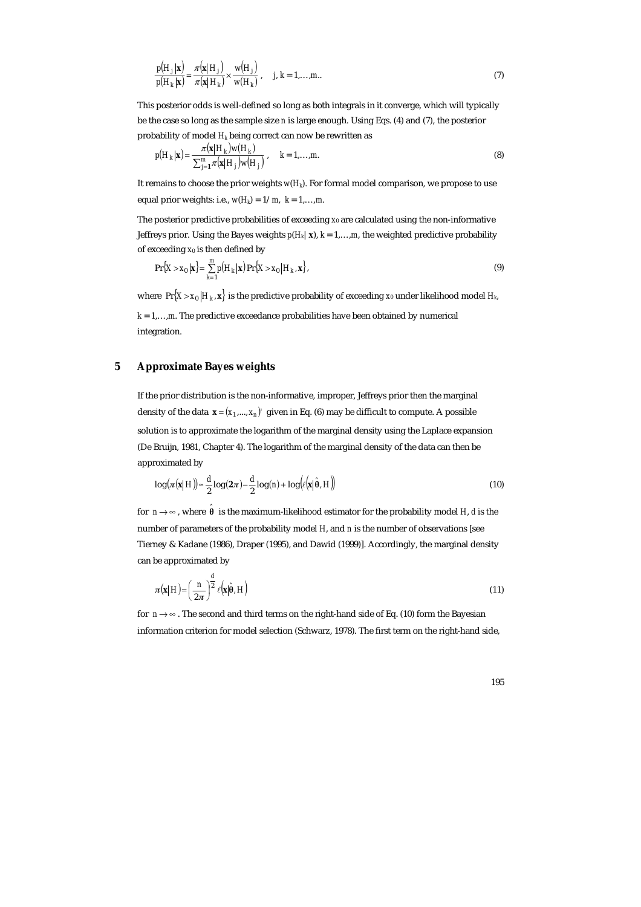$$\frac{p(H_j|\mathbf{x})}{p(H_k|\mathbf{x})} = \frac{\pi(\mathbf{x}|H_j)}{\pi(\mathbf{x}|H_k)} \times \frac{w(H_j)}{w(H_k)}, \quad j,k = 1,\ldots,m.. \tag{7}$$

This posterior odds is well-defined so long as both integrals in it converge, which will typically be the case so long as the sample size $n$ is large enough. Using Eqs. (4) and (7), the posterior probability of model $H_k$ being correct can now be rewritten as

$$p(H_k|\mathbf{x}) = \frac{\pi(\mathbf{x}|H_k)w(H_k)}{\sum_{j=1}^{m}\pi(\mathbf{x}|H_j)w(H_j)}, \quad k = 1,\ldots,m. \tag{8}$$

It remains to choose the prior weights $w(H_k)$. For formal model comparison, we propose to use equal prior weights: i.e., $w(H_k) = 1/m$, $k = 1,\ldots,m$.

The posterior predictive probabilities of exceeding $x_0$ are calculated using the non-informative Jeffreys prior. Using the Bayes weights $p(H_k|\mathbf{x})$, $k = 1,\ldots,m$, the weighted predictive probability of exceeding $x_0$ is then defined by

$$\Pr\{X > x_0|\mathbf{x}\} = \sum_{k=1}^{m} p(H_k|\mathbf{x}) \Pr\{X > x_0|H_k,\mathbf{x}\}, \tag{9}$$

where $\Pr\{X > x_0|H_k,\mathbf{x}\}$ is the predictive probability of exceeding $x_0$ under likelihood model $H_k$, $k = 1,\ldots,m$. The predictive exceedance probabilities have been obtained by numerical integration.

## 5 Approximate Bayes weights

If the prior distribution is the non-informative, improper, Jeffreys prior then the marginal density of the data $\mathbf{x} = (x_1,\ldots,x_n)'$ given in Eq. (6) may be difficult to compute. A possible solution is to approximate the logarithm of the marginal density using the Laplace expansion (De Bruijn, 1981, Chapter 4). The logarithm of the marginal density of the data can then be approximated by

$$\log(\pi(\mathbf{x}|H)) \approx \frac{d}{2}\log(2\pi) - \frac{d}{2}\log(n) + \log\left(\ell\left(\mathbf{x}|\hat{\boldsymbol{\theta}},H\right)\right) \tag{10}$$

for $n \to \infty$, where $\hat{\boldsymbol{\theta}}$ is the maximum-likelihood estimator for the probability model $H$, $d$ is the number of parameters of the probability model $H$, and $n$ is the number of observations [see Tierney & Kadane (1986), Draper (1995), and Dawid (1999)]. Accordingly, the marginal density can be approximated by

$$\pi(\mathbf{x}|H) = \left(\frac{n}{2\pi}\right)^{\frac{d}{2}} \ell\left(\mathbf{x}|\hat{\boldsymbol{\theta}},H\right) \tag{11}$$

for $n \to \infty$. The second and third terms on the right-hand side of Eq. (10) form the Bayesian information criterion for model selection (Schwarz, 1978). The first term on the right-hand side,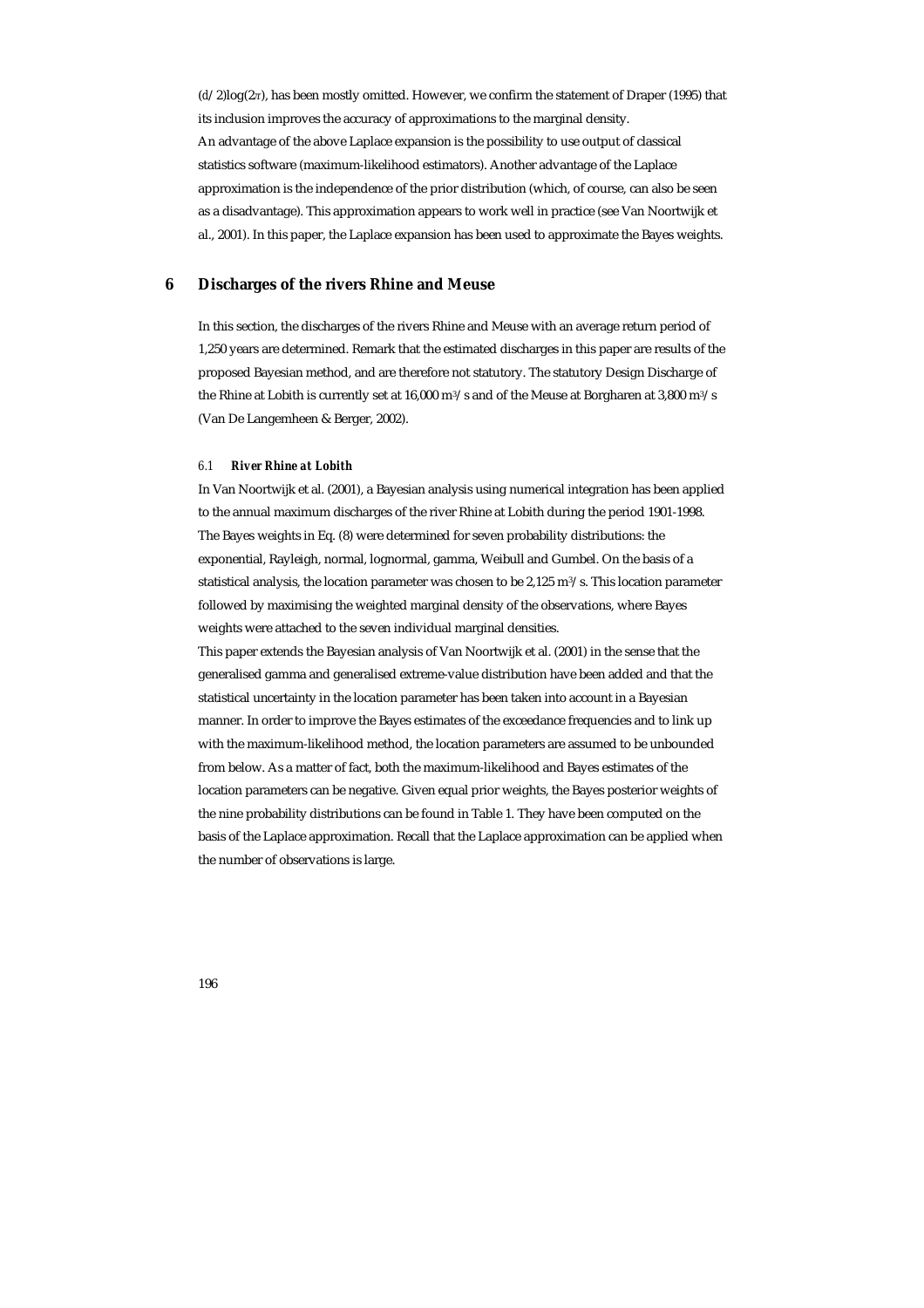$(d/2)\log(2\pi)$, has been mostly omitted. However, we confirm the statement of Draper (1995) that its inclusion improves the accuracy of approximations to the marginal density.

An advantage of the above Laplace expansion is the possibility to use output of classical statistics software (maximum-likelihood estimators). Another advantage of the Laplace approximation is the independence of the prior distribution (which, of course, can also be seen as a disadvantage). This approximation appears to work well in practice (see Van Noortwijk et al., 2001). In this paper, the Laplace expansion has been used to approximate the Bayes weights.

## 6 Discharges of the rivers Rhine and Meuse

In this section, the discharges of the rivers Rhine and Meuse with an average return period of 1,250 years are determined. Remark that the estimated discharges in this paper are results of the proposed Bayesian method, and are therefore not statutory. The statutory Design Discharge of the Rhine at Lobith is currently set at 16,000 $m^3/s$ and of the Meuse at Borgharen at 3,800 $m^3/s$ (Van De Langemheen & Berger, 2002).

### 6.1 *River Rhine at Lobith*

In Van Noortwijk et al. (2001), a Bayesian analysis using numerical integration has been applied to the annual maximum discharges of the river Rhine at Lobith during the period 1901-1998. The Bayes weights in Eq. (8) were determined for seven probability distributions: the exponential, Rayleigh, normal, lognormal, gamma, Weibull and Gumbel. On the basis of a statistical analysis, the location parameter was chosen to be 2,125 $m^3/s$. This location parameter followed by maximising the weighted marginal density of the observations, where Bayes weights were attached to the seven individual marginal densities.

This paper extends the Bayesian analysis of Van Noortwijk et al. (2001) in the sense that the generalised gamma and generalised extreme-value distribution have been added and that the statistical uncertainty in the location parameter has been taken into account in a Bayesian manner. In order to improve the Bayes estimates of the exceedance frequencies and to link up with the maximum-likelihood method, the location parameters are assumed to be unbounded from below. As a matter of fact, both the maximum-likelihood and Bayes estimates of the location parameters can be negative. Given equal prior weights, the Bayes posterior weights of the nine probability distributions can be found in Table 1. They have been computed on the basis of the Laplace approximation. Recall that the Laplace approximation can be applied when the number of observations is large.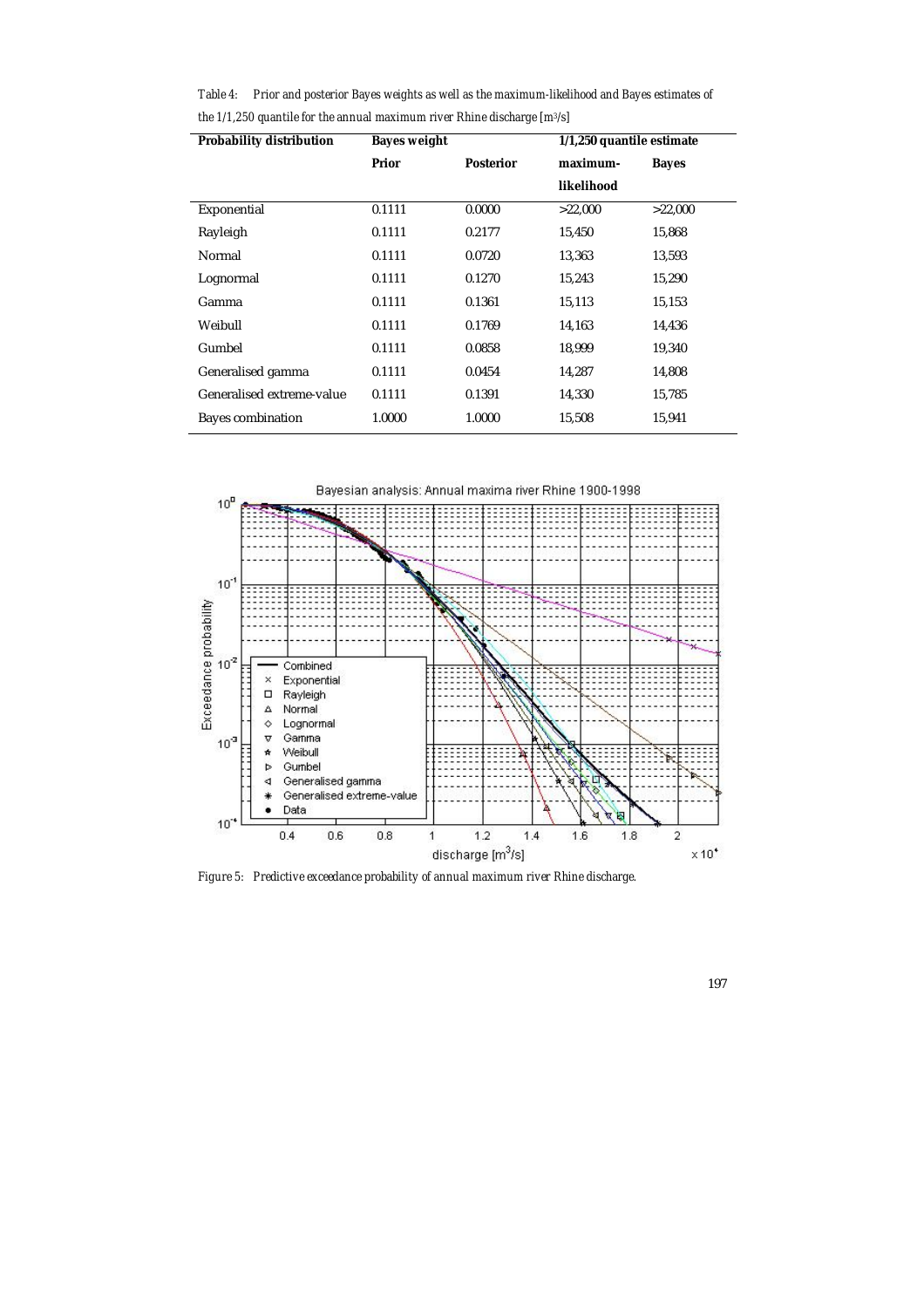Table 4: Prior and posterior Bayes weights as well as the maximum-likelihood and Bayes estimates of the 1/1,250 quantile for the annual maximum river Rhine discharge [$m^3/s$]

| Probability distribution | Bayes weight | | 1/1,250 quantile estimate | |
|---|---|---|---|---|
| | Prior | Posterior | maximum-likelihood | Bayes |
| Exponential | 0.1111 | 0.0000 | >22,000 | >22,000 |
| Rayleigh | 0.1111 | 0.2177 | 15,450 | 15,868 |
| Normal | 0.1111 | 0.0720 | 13,363 | 13,593 |
| Lognormal | 0.1111 | 0.1270 | 15,243 | 15,290 |
| Gamma | 0.1111 | 0.1361 | 15,113 | 15,153 |
| Weibull | 0.1111 | 0.1769 | 14,163 | 14,436 |
| Gumbel | 0.1111 | 0.0858 | 18,999 | 19,340 |
| Generalised gamma | 0.1111 | 0.0454 | 14,287 | 14,808 |
| Generalised extreme-value | 0.1111 | 0.1391 | 14,330 | 15,785 |
| Bayes combination | 1.0000 | 1.0000 | 15,508 | 15,941 |

Figure 5: Predictive exceedance probability of annual maximum river Rhine discharge.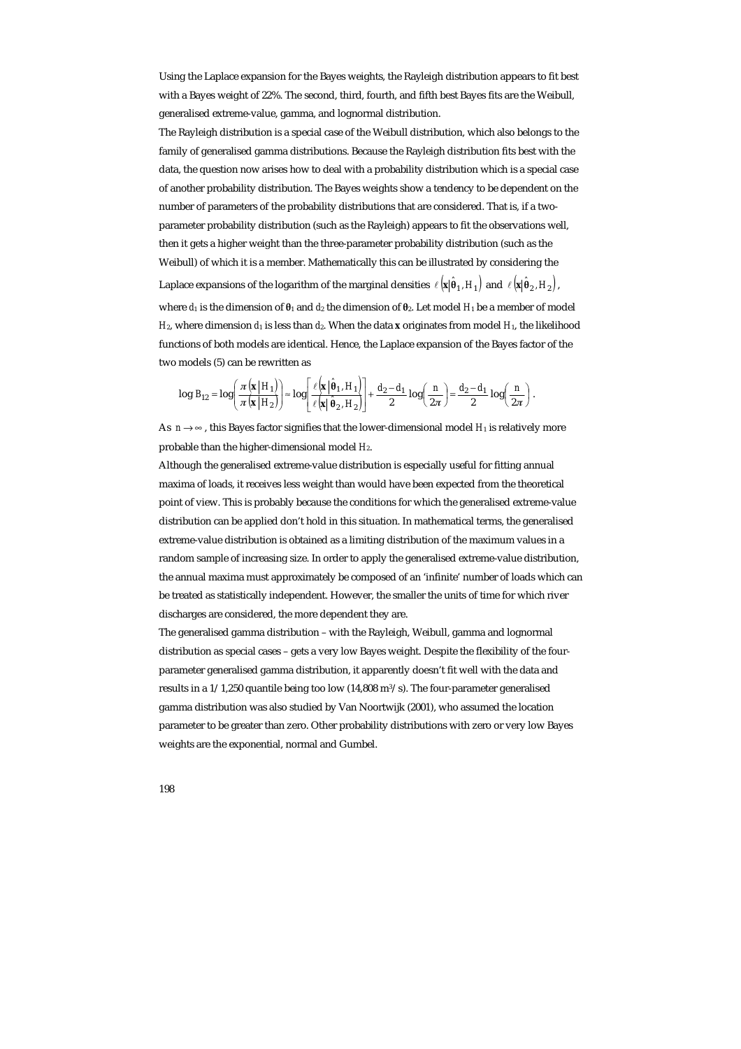Using the Laplace expansion for the Bayes weights, the Rayleigh distribution appears to fit best with a Bayes weight of 22%. The second, third, fourth, and fifth best Bayes fits are the Weibull, generalised extreme-value, gamma, and lognormal distribution.

The Rayleigh distribution is a special case of the Weibull distribution, which also belongs to the family of generalised gamma distributions. Because the Rayleigh distribution fits best with the data, the question now arises how to deal with a probability distribution which is a special case of another probability distribution. The Bayes weights show a tendency to be dependent on the number of parameters of the probability distributions that are considered. That is, if a two-parameter probability distribution (such as the Rayleigh) appears to fit the observations well, then it gets a higher weight than the three-parameter probability distribution (such as the Weibull) of which it is a member. Mathematically this can be illustrated by considering the Laplace expansions of the logarithm of the marginal densities $\ell\left(\mathbf{x}\middle|\hat{\boldsymbol{\theta}}_1, H_1\right)$ and $\ell\left(\mathbf{x}\middle|\hat{\boldsymbol{\theta}}_2, H_2\right)$, where $d_1$ is the dimension of $\boldsymbol{\theta}_1$ and $d_2$ the dimension of $\boldsymbol{\theta}_2$. Let model $H_1$ be a member of model $H_2$, where dimension $d_1$ is less than $d_2$. When the data $\mathbf{x}$ originates from model $H_1$, the likelihood functions of both models are identical. Hence, the Laplace expansion of the Bayes factor of the two models (5) can be rewritten as

$$\log B_{12} = \log\left(\frac{\pi\left(\mathbf{x}\middle|H_1\right)}{\pi\left(\mathbf{x}\middle|H_2\right)}\right) \approx \log\left[\frac{\ell\left(\mathbf{x}\middle|\hat{\boldsymbol{\theta}}_1, H_1\right)}{\ell\left(\mathbf{x}\middle|\hat{\boldsymbol{\theta}}_2, H_2\right)}\right] + \frac{d_2 - d_1}{2}\log\left(\frac{n}{2\pi}\right) = \frac{d_2 - d_1}{2}\log\left(\frac{n}{2\pi}\right).$$

As $n \to \infty$, this Bayes factor signifies that the lower-dimensional model $H_1$ is relatively more probable than the higher-dimensional model $H_2$.

Although the generalised extreme-value distribution is especially useful for fitting annual maxima of loads, it receives less weight than would have been expected from the theoretical point of view. This is probably because the conditions for which the generalised extreme-value distribution can be applied don't hold in this situation. In mathematical terms, the generalised extreme-value distribution is obtained as a limiting distribution of the maximum values in a random sample of increasing size. In order to apply the generalised extreme-value distribution, the annual maxima must approximately be composed of an 'infinite' number of loads which can be treated as statistically independent. However, the smaller the units of time for which river discharges are considered, the more dependent they are.

The generalised gamma distribution – with the Rayleigh, Weibull, gamma and lognormal distribution as special cases – gets a very low Bayes weight. Despite the flexibility of the four-parameter generalised gamma distribution, it apparently doesn't fit well with the data and results in a 1/1,250 quantile being too low (14,808 $m^3/s$). The four-parameter generalised gamma distribution was also studied by Van Noortwijk (2001), who assumed the location parameter to be greater than zero. Other probability distributions with zero or very low Bayes weights are the exponential, normal and Gumbel.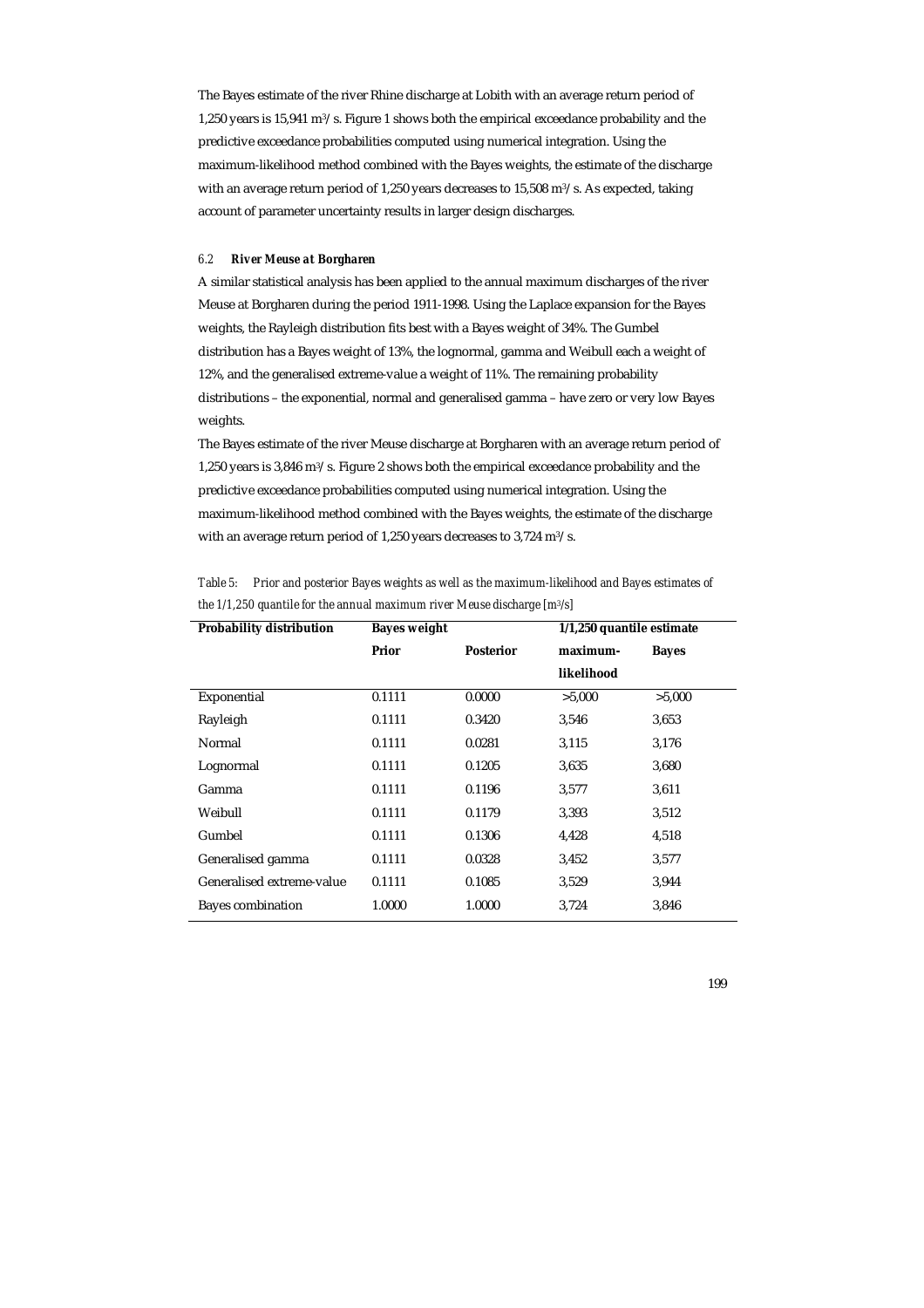The Bayes estimate of the river Rhine discharge at Lobith with an average return period of 1,250 years is 15,941 $m^3/s$. Figure 1 shows both the empirical exceedance probability and the predictive exceedance probabilities computed using numerical integration. Using the maximum-likelihood method combined with the Bayes weights, the estimate of the discharge with an average return period of 1,250 years decreases to 15,508 $m^3/s$. As expected, taking account of parameter uncertainty results in larger design discharges.

### *6.2 River Meuse at Borgharen*

A similar statistical analysis has been applied to the annual maximum discharges of the river Meuse at Borgharen during the period 1911-1998. Using the Laplace expansion for the Bayes weights, the Rayleigh distribution fits best with a Bayes weight of 34%. The Gumbel distribution has a Bayes weight of 13%, the lognormal, gamma and Weibull each a weight of 12%, and the generalised extreme-value a weight of 11%. The remaining probability distributions – the exponential, normal and generalised gamma – have zero or very low Bayes weights.

The Bayes estimate of the river Meuse discharge at Borgharen with an average return period of 1,250 years is 3,846 $m^3/s$. Figure 2 shows both the empirical exceedance probability and the predictive exceedance probabilities computed using numerical integration. Using the maximum-likelihood method combined with the Bayes weights, the estimate of the discharge with an average return period of 1,250 years decreases to 3,724 $m^3/s$.

*Table 5: Prior and posterior Bayes weights as well as the maximum-likelihood and Bayes estimates of the 1/1,250 quantile for the annual maximum river Meuse discharge [$m^3/s$]*

| **Probability distribution** | **Bayes weight** | | **1/1,250 quantile estimate** | |
|---|---|---|---|---|
| | **Prior** | **Posterior** | **maximum-likelihood** | **Bayes** |
| Exponential | 0.1111 | 0.0000 | >5,000 | >5,000 |
| Rayleigh | 0.1111 | 0.3420 | 3,546 | 3,653 |
| Normal | 0.1111 | 0.0281 | 3,115 | 3,176 |
| Lognormal | 0.1111 | 0.1205 | 3,635 | 3,680 |
| Gamma | 0.1111 | 0.1196 | 3,577 | 3,611 |
| Weibull | 0.1111 | 0.1179 | 3,393 | 3,512 |
| Gumbel | 0.1111 | 0.1306 | 4,428 | 4,518 |
| Generalised gamma | 0.1111 | 0.0328 | 3,452 | 3,577 |
| Generalised extreme-value | 0.1111 | 0.1085 | 3,529 | 3,944 |
| Bayes combination | 1.0000 | 1.0000 | 3,724 | 3,846 |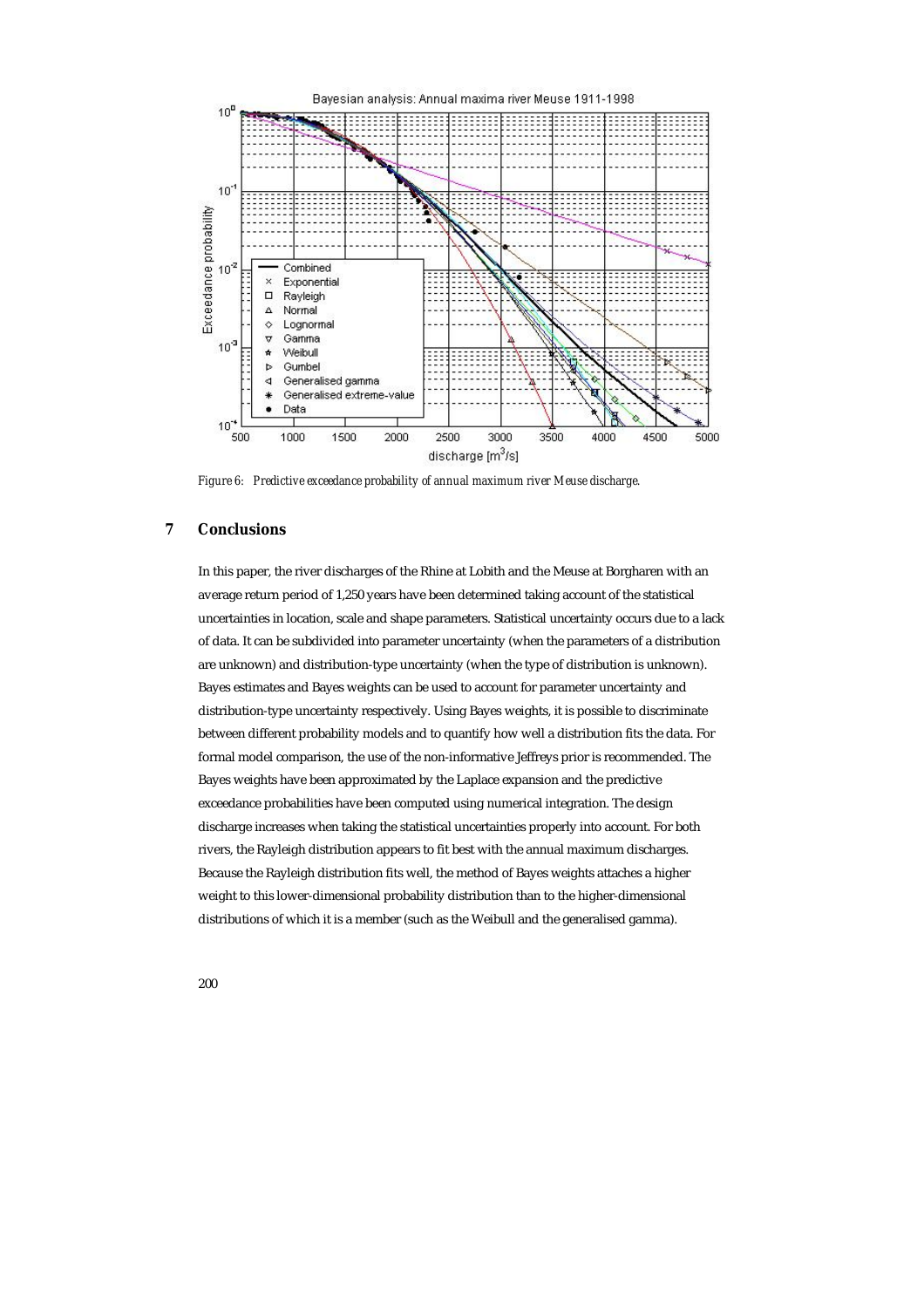*Figure 6: Predictive exceedance probability of annual maximum river Meuse discharge.*

## 7 Conclusions

In this paper, the river discharges of the Rhine at Lobith and the Meuse at Borgharen with an average return period of 1,250 years have been determined taking account of the statistical uncertainties in location, scale and shape parameters. Statistical uncertainty occurs due to a lack of data. It can be subdivided into parameter uncertainty (when the parameters of a distribution are unknown) and distribution-type uncertainty (when the type of distribution is unknown). Bayes estimates and Bayes weights can be used to account for parameter uncertainty and distribution-type uncertainty respectively. Using Bayes weights, it is possible to discriminate between different probability models and to quantify how well a distribution fits the data. For formal model comparison, the use of the non-informative Jeffreys prior is recommended. The Bayes weights have been approximated by the Laplace expansion and the predictive exceedance probabilities have been computed using numerical integration. The design discharge increases when taking the statistical uncertainties properly into account. For both rivers, the Rayleigh distribution appears to fit best with the annual maximum discharges. Because the Rayleigh distribution fits well, the method of Bayes weights attaches a higher weight to this lower-dimensional probability distribution than to the higher-dimensional distributions of which it is a member (such as the Weibull and the generalised gamma).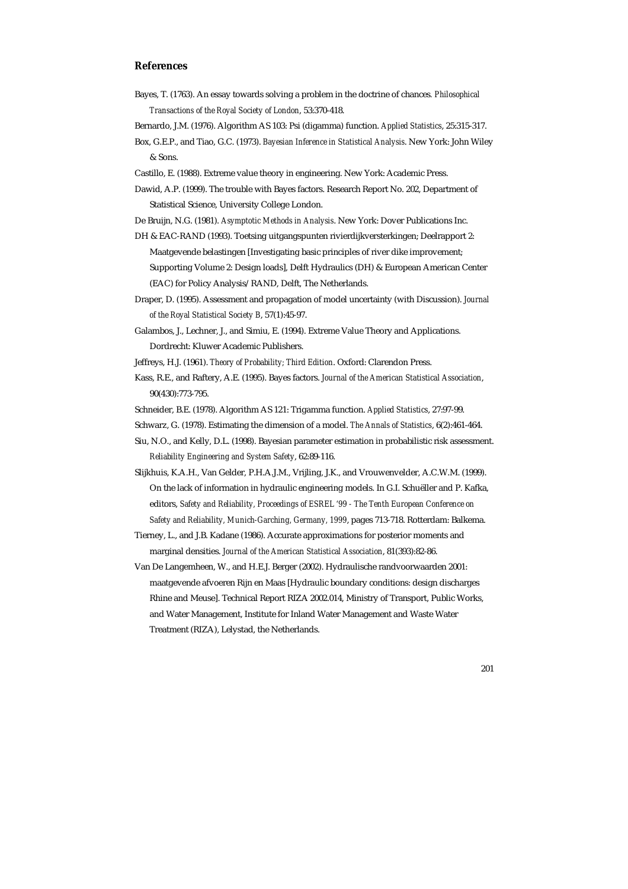## References

Bayes, T. (1763). An essay towards solving a problem in the doctrine of chances. *Philosophical Transactions of the Royal Society of London*, 53:370-418.

Bernardo, J.M. (1976). Algorithm AS 103: Psi (digamma) function. *Applied Statistics*, 25:315-317.

Box, G.E.P., and Tiao, G.C. (1973). *Bayesian Inference in Statistical Analysis*. New York: John Wiley & Sons.

Castillo, E. (1988). Extreme value theory in engineering. New York: Academic Press.

Dawid, A.P. (1999). The trouble with Bayes factors. Research Report No. 202, Department of Statistical Science, University College London.

De Bruijn, N.G. (1981). *Asymptotic Methods in Analysis*. New York: Dover Publications Inc.

DH & EAC-RAND (1993). Toetsing uitgangspunten rivierdijkversterkingen; Deelrapport 2: Maatgevende belastingen [Investigating basic principles of river dike improvement; Supporting Volume 2: Design loads], Delft Hydraulics (DH) & European American Center (EAC) for Policy Analysis/RAND, Delft, The Netherlands.

Draper, D. (1995). Assessment and propagation of model uncertainty (with Discussion). *Journal of the Royal Statistical Society B*, 57(1):45-97.

Galambos, J., Lechner, J., and Simiu, E. (1994). Extreme Value Theory and Applications. Dordrecht: Kluwer Academic Publishers.

Jeffreys, H.J. (1961). *Theory of Probability; Third Edition*. Oxford: Clarendon Press.

Kass, R.E., and Raftery, A.E. (1995). Bayes factors. *Journal of the American Statistical Association*, 90(430):773-795.

Schneider, B.E. (1978). Algorithm AS 121: Trigamma function. *Applied Statistics*, 27:97-99.

Schwarz, G. (1978). Estimating the dimension of a model. *The Annals of Statistics*, 6(2):461-464.

Siu, N.O., and Kelly, D.L. (1998). Bayesian parameter estimation in probabilistic risk assessment. *Reliability Engineering and System Safety*, 62:89-116.

Slijkhuis, K.A.H., Van Gelder, P.H.A.J.M., Vrijling, J.K., and Vrouwenvelder, A.C.W.M. (1999). On the lack of information in hydraulic engineering models. In G.I. Schuëller and P. Kafka, editors, *Safety and Reliability, Proceedings of ESREL '99 - The Tenth European Conference on Safety and Reliability, Munich-Garching, Germany, 1999*, pages 713-718. Rotterdam: Balkema.

Tierney, L., and J.B. Kadane (1986). Accurate approximations for posterior moments and marginal densities. *Journal of the American Statistical Association*, 81(393):82-86.

Van De Langemheen, W., and H.E.J. Berger (2002). Hydraulische randvoorwaarden 2001: maatgevende afvoeren Rijn en Maas [Hydraulic boundary conditions: design discharges Rhine and Meuse]. Technical Report RIZA 2002.014, Ministry of Transport, Public Works, and Water Management, Institute for Inland Water Management and Waste Water Treatment (RIZA), Lelystad, the Netherlands.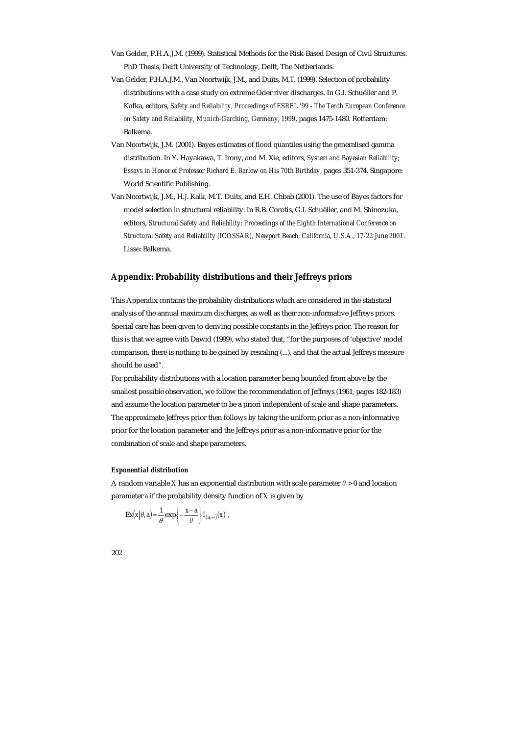Van Gelder, P.H.A.J.M. (1999). Statistical Methods for the Risk-Based Design of Civil Structures. PhD Thesis, Delft University of Technology, Delft, The Netherlands.

Van Gelder, P.H.A.J.M., Van Noortwijk, J.M., and Duits, M.T. (1999). Selection of probability distributions with a case study on extreme Oder river discharges. In G.I. Schuëller and P. Kafka, editors, *Safety and Reliability, Proceedings of ESREL '99 - The Tenth European Conference on Safety and Reliability, Munich-Garching, Germany, 1999*, pages 1475-1480. Rotterdam: Balkema.

Van Noortwijk, J.M. (2001). Bayes estimates of flood quantiles using the generalised gamma distribution. In Y. Hayakawa, T. Irony, and M. Xie, editors, *System and Bayesian Reliability; Essays in Honor of Professor Richard E. Barlow on His 70th Birthday*, pages 351-374. Singapore: World Scientific Publishing.

Van Noortwijk, J.M., H.J. Kalk, M.T. Duits, and E.H. Chbab (2001). The use of Bayes factors for model selection in structural reliability. In R.B. Corotis, G.I. Schuëller, and M. Shinozuka, editors, *Structural Safety and Reliability; Proceedings of the Eighth International Conference on Structural Safety and Reliability (ICOSSAR), Newport Beach, California, U.S.A., 17-22 June 2001*. Lisse: Balkema.

## Appendix: Probability distributions and their Jeffreys priors

This Appendix contains the probability distributions which are considered in the statistical analysis of the annual maximum discharges, as well as their non-informative Jeffreys priors. Special care has been given to deriving possible constants in the Jeffreys prior. The reason for this is that we agree with Dawid (1999), who stated that, "for the purposes of 'objective' model comparison, there is nothing to be gained by rescaling (...), and that the actual Jeffreys measure should be used".

For probability distributions with a location parameter being bounded from above by the smallest possible observation, we follow the recommendation of Jeffreys (1961, pages 182-183) and assume the location parameter to be a priori independent of scale and shape parameters. The approximate Jeffreys prior then follows by taking the uniform prior as a non-informative prior for the location parameter and the Jeffreys prior as a non-informative prior for the combination of scale and shape parameters.

#### *Exponential distribution*

A random variable $X$ has an exponential distribution with scale parameter $\theta > 0$ and location parameter $a$ if the probability density function of $X$ is given by

$$\mathrm{Ex}(x|\theta, a) = \frac{1}{\theta}\exp\left\{-\frac{x-a}{\theta}\right\} I_{(a,\infty)}(x) \ ,$$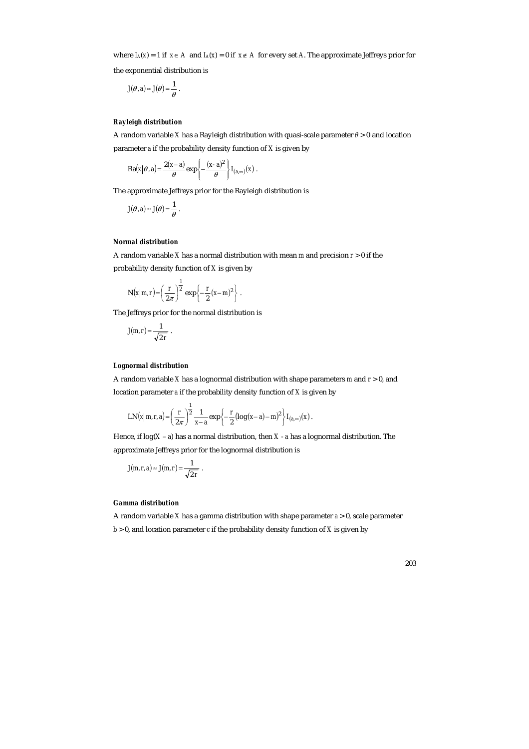where $I_A(x) = 1$ if $x \in A$ and $I_A(x) = 0$ if $x \notin A$ for every set $A$. The approximate Jeffreys prior for the exponential distribution is

$$J(\theta, a) \approx J(\theta) = \frac{1}{\theta} .$$

***Rayleigh distribution***

A random variable $X$ has a Rayleigh distribution with quasi-scale parameter $\theta > 0$ and location parameter $a$ if the probability density function of $X$ is given by

$$\mathrm{Ra}(x|\theta, a) = \frac{2(x-a)}{\theta} \exp\left\{-\frac{(x-a)^2}{\theta}\right\} I_{(a,\infty)}(x) .$$

The approximate Jeffreys prior for the Rayleigh distribution is

$$J(\theta, a) \approx J(\theta) = \frac{1}{\theta} .$$

***Normal distribution***

A random variable $X$ has a normal distribution with mean $m$ and precision $r > 0$ if the probability density function of $X$ is given by

$$N(x|m, r) = \left(\frac{r}{2\pi}\right)^{\frac{1}{2}} \exp\left\{-\frac{r}{2}(x-m)^2\right\} .$$

The Jeffreys prior for the normal distribution is

$$J(m, r) = \frac{1}{\sqrt{2r}} .$$

***Lognormal distribution***

A random variable $X$ has a lognormal distribution with shape parameters $m$ and $r > 0$, and location parameter $a$ if the probability density function of $X$ is given by

$$\mathrm{LN}(x|m, r, a) = \left(\frac{r}{2\pi}\right)^{\frac{1}{2}} \frac{1}{x-a} \exp\left\{-\frac{r}{2}(\log(x-a)-m)^2\right\} I_{(a,\infty)}(x) .$$

Hence, if $\log(X - a)$ has a normal distribution, then $X - a$ has a lognormal distribution. The approximate Jeffreys prior for the lognormal distribution is

$$J(m, r, a) \approx J(m, r) = \frac{1}{\sqrt{2r}} .$$

***Gamma distribution***

A random variable $X$ has a gamma distribution with shape parameter $a > 0$, scale parameter $b > 0$, and location parameter $c$ if the probability density function of $X$ is given by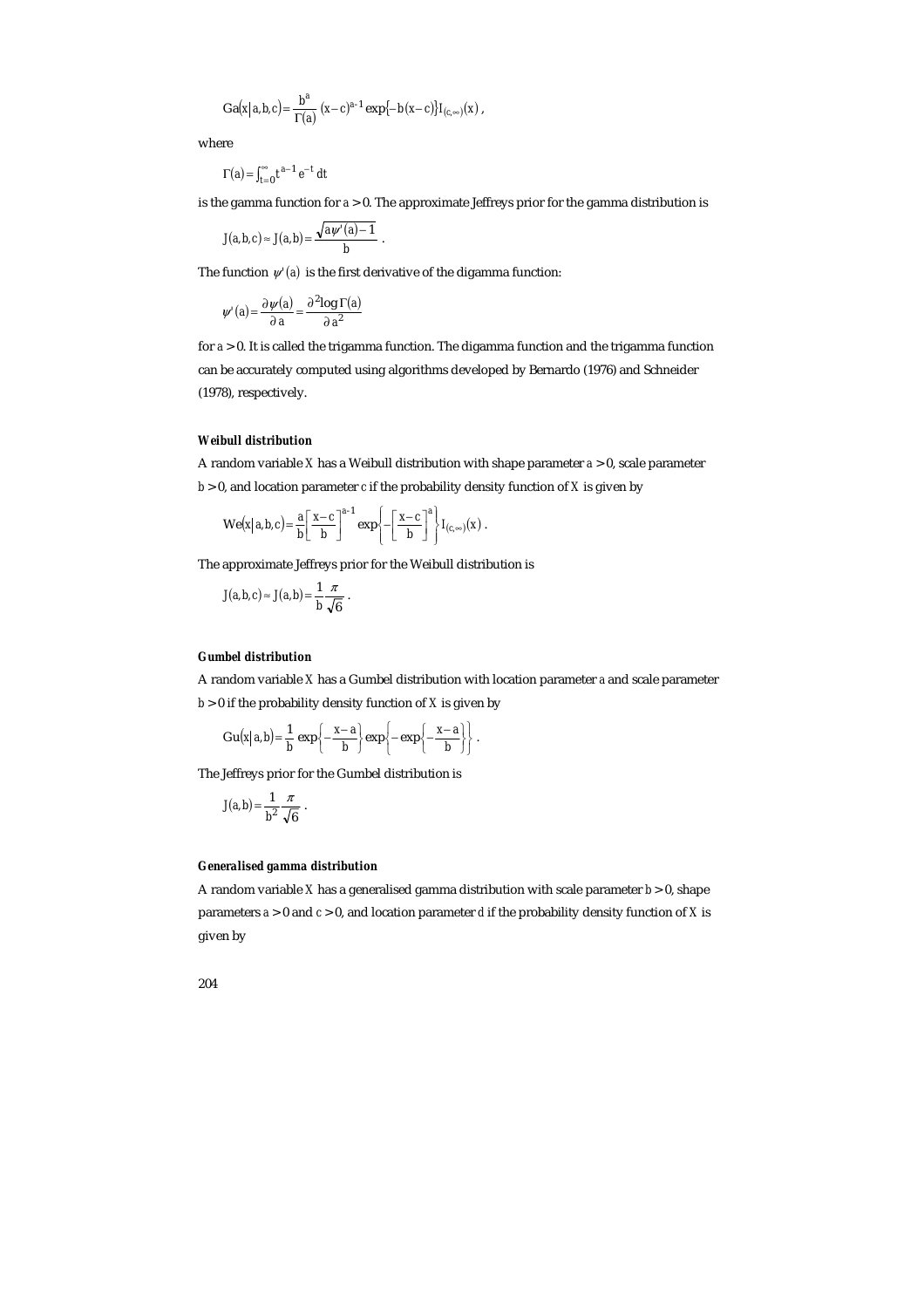$$\mathrm{Ga}(x|a,b,c)=\frac{b^a}{\Gamma(a)}(x-c)^{a-1}\exp\{-b(x-c)\}I_{(c,\infty)}(x)\,,$$

where

$$\Gamma(a)=\int_{t=0}^{\infty}t^{a-1}e^{-t}\,dt$$

is the gamma function for $a > 0$. The approximate Jeffreys prior for the gamma distribution is

$$J(a,b,c)\approx J(a,b)=\frac{\sqrt{a\psi'(a)-1}}{b}\,.$$

The function $\psi'(a)$ is the first derivative of the digamma function:

$$\psi'(a)=\frac{\partial\psi(a)}{\partial a}=\frac{\partial^2\log\Gamma(a)}{\partial a^2}$$

for $a > 0$. It is called the trigamma function. The digamma function and the trigamma function can be accurately computed using algorithms developed by Bernardo (1976) and Schneider (1978), respectively.

#### *Weibull distribution*

A random variable $X$ has a Weibull distribution with shape parameter $a > 0$, scale parameter $b > 0$, and location parameter $c$ if the probability density function of $X$ is given by

$$\mathrm{We}(x|a,b,c)=\frac{a}{b}\left[\frac{x-c}{b}\right]^{a-1}\exp\left\{-\left[\frac{x-c}{b}\right]^{a}\right\}I_{(c,\infty)}(x)\,.$$

The approximate Jeffreys prior for the Weibull distribution is

$$J(a,b,c)\approx J(a,b)=\frac{1}{b}\frac{\pi}{\sqrt{6}}\,.$$

#### *Gumbel distribution*

A random variable $X$ has a Gumbel distribution with location parameter $a$ and scale parameter $b > 0$ if the probability density function of $X$ is given by

$$\mathrm{Gu}(x|a,b)=\frac{1}{b}\exp\left\{-\frac{x-a}{b}\right\}\exp\left\{-\exp\left\{-\frac{x-a}{b}\right\}\right\}.$$

The Jeffreys prior for the Gumbel distribution is

$$J(a,b)=\frac{1}{b^2}\frac{\pi}{\sqrt{6}}\,.$$

#### *Generalised gamma distribution*

A random variable $X$ has a generalised gamma distribution with scale parameter $b > 0$, shape parameters $a > 0$ and $c > 0$, and location parameter $d$ if the probability density function of $X$ is given by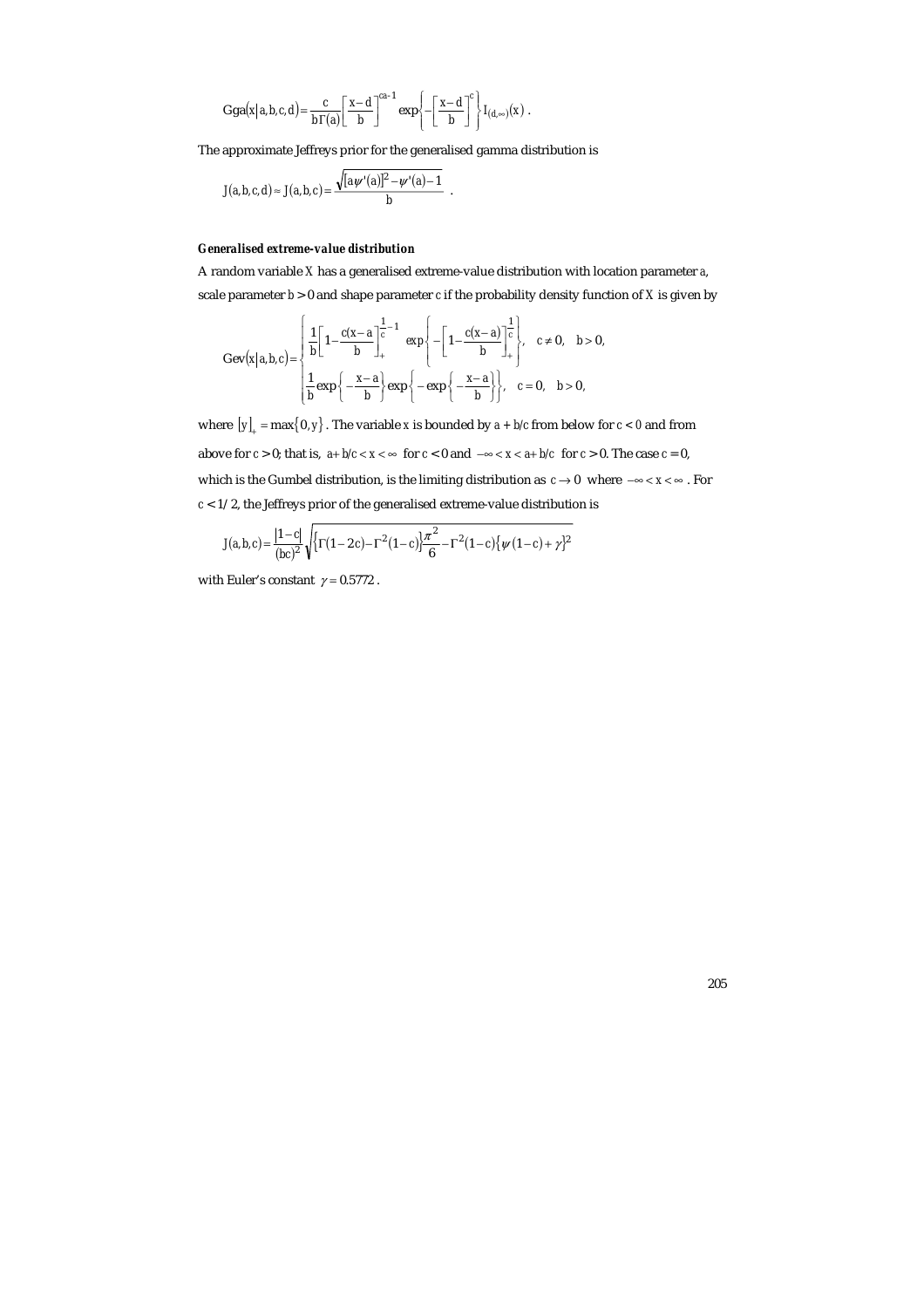$$\mathrm{Gga}(x|a,b,c,d) = \frac{c}{b\Gamma(a)}\left[\frac{x-d}{b}\right]^{ca-1}\exp\left\{-\left[\frac{x-d}{b}\right]^{c}\right\} I_{(d,\infty)}(x)\ .$$

The approximate Jeffreys prior for the generalised gamma distribution is

$$J(a,b,c,d) \approx J(a,b,c) = \frac{\sqrt{[a\psi'(a)]^2 - \psi'(a) - 1}}{b}\ .$$

***Generalised extreme-value distribution***

A random variable $X$ has a generalised extreme-value distribution with location parameter $a$, scale parameter $b > 0$ and shape parameter $c$ if the probability density function of $X$ is given by

$$\mathrm{Gev}(x|a,b,c) = \begin{cases} \dfrac{1}{b}\left[1 - \dfrac{c(x-a)}{b}\right]_+^{\frac{1}{c}-1} \exp\left\{-\left[1 - \dfrac{c(x-a)}{b}\right]_+^{\frac{1}{c}}\right\}, & c \neq 0, \quad b > 0, \\[2ex] \dfrac{1}{b}\exp\left\{-\dfrac{x-a}{b}\right\}\exp\left\{-\exp\left\{-\dfrac{x-a}{b}\right\}\right\}, & c = 0, \quad b > 0, \end{cases}$$

where $[y]_+ = \max\{0, y\}$. The variable $x$ is bounded by $a + b/c$ from below for $c < 0$ and from above for $c > 0$; that is, $a + b/c < x < \infty$ for $c < 0$ and $-\infty < x < a + b/c$ for $c > 0$. The case $c = 0$, which is the Gumbel distribution, is the limiting distribution as $c \to 0$ where $-\infty < x < \infty$. For $c < 1/2$, the Jeffreys prior of the generalised extreme-value distribution is

$$J(a,b,c) = \frac{|1-c|}{(bc)^2}\sqrt{\{\Gamma(1-2c) - \Gamma^2(1-c)\}\frac{\pi^2}{6} - \Gamma^2(1-c)\{\psi(1-c) + \gamma\}^2}$$

with Euler's constant $\gamma = 0.5772$.